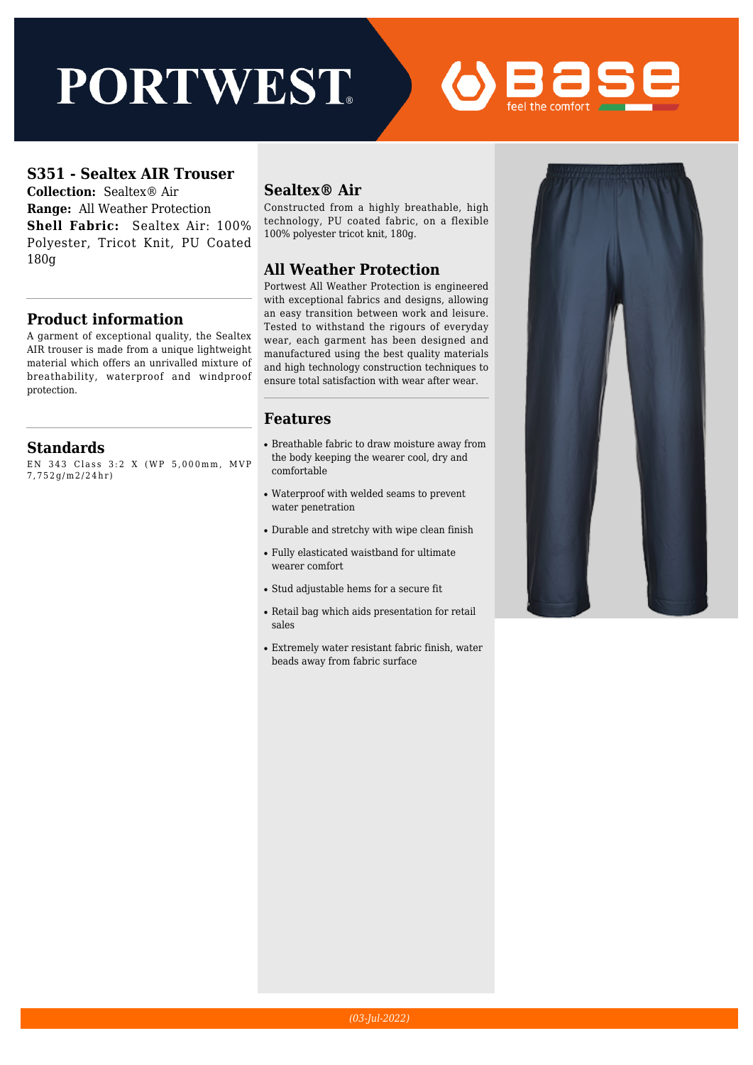# S351 - Sealtex AIR Trouser

**Collection:** Sealtex® Air
**Range:** All Weather Protection
**Shell Fabric:** Sealtex Air: 100% Polyester, Tricot Knit, PU Coated 180g

## Product information

A garment of exceptional quality, the Sealtex AIR trouser is made from a unique lightweight material which offers an unrivalled mixture of breathability, waterproof and windproof protection.

## Standards

EN 343 Class 3:2 X (WP 5,000mm, MVP 7,752g/m2/24hr)

## Sealtex® Air

Constructed from a highly breathable, high technology, PU coated fabric, on a flexible 100% polyester tricot knit, 180g.

## All Weather Protection

Portwest All Weather Protection is engineered with exceptional fabrics and designs, allowing an easy transition between work and leisure. Tested to withstand the rigours of everyday wear, each garment has been designed and manufactured using the best quality materials and high technology construction techniques to ensure total satisfaction with wear after wear.

## Features

- Breathable fabric to draw moisture away from the body keeping the wearer cool, dry and comfortable
- Waterproof with welded seams to prevent water penetration
- Durable and stretchy with wipe clean finish
- Fully elasticated waistband for ultimate wearer comfort
- Stud adjustable hems for a secure fit
- Retail bag which aids presentation for retail sales
- Extremely water resistant fabric finish, water beads away from fabric surface

*(03-Jul-2022)*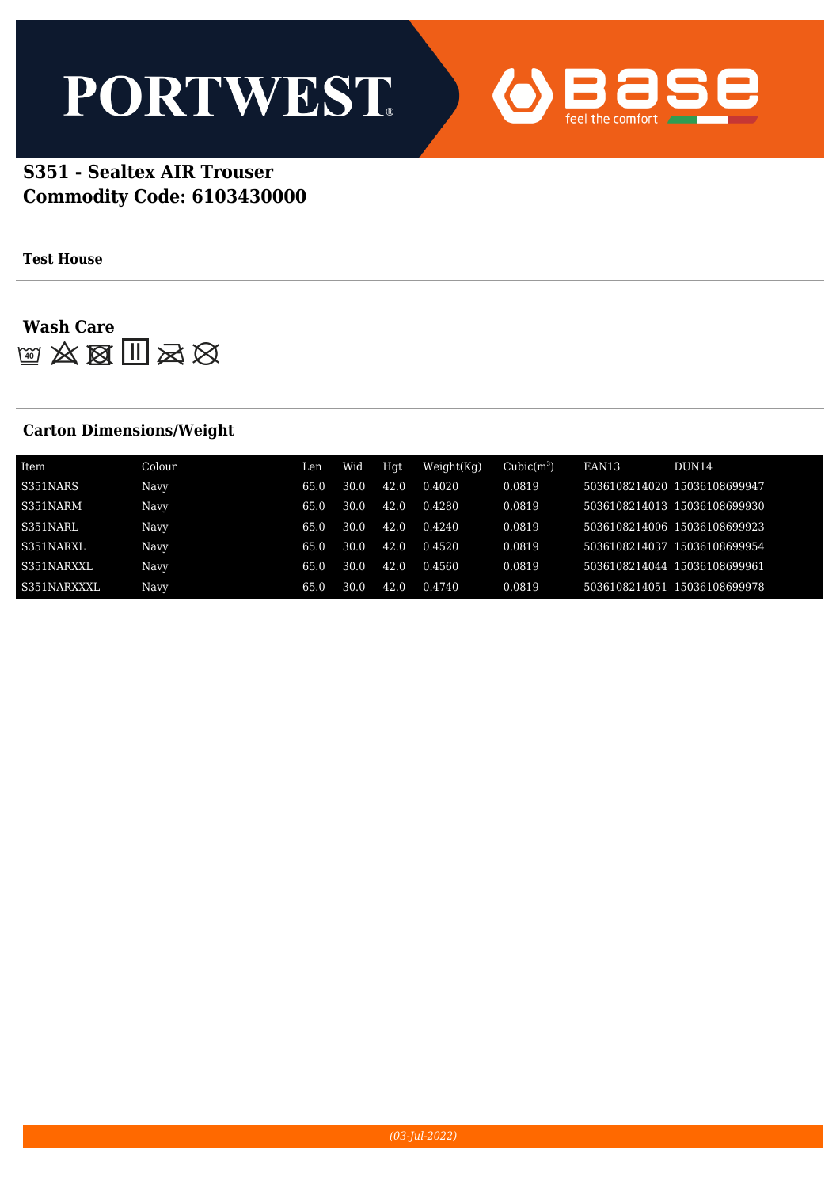## S351 - Sealtex AIR Trouser
## Commodity Code: 6103430000

### Test House

### Wash Care

### Carton Dimensions/Weight

| Item | Colour | Len | Wid | Hgt | Weight(Kg) | Cubic($m^3$) | EAN13 | DUN14 |
|---|---|---|---|---|---|---|---|---|
| S351NARS | Navy | 65.0 | 30.0 | 42.0 | 0.4020 | 0.0819 | 5036108214020 | 15036108699947 |
| S351NARM | Navy | 65.0 | 30.0 | 42.0 | 0.4280 | 0.0819 | 5036108214013 | 15036108699930 |
| S351NARL | Navy | 65.0 | 30.0 | 42.0 | 0.4240 | 0.0819 | 5036108214006 | 15036108699923 |
| S351NARXL | Navy | 65.0 | 30.0 | 42.0 | 0.4520 | 0.0819 | 5036108214037 | 15036108699954 |
| S351NARXXL | Navy | 65.0 | 30.0 | 42.0 | 0.4560 | 0.0819 | 5036108214044 | 15036108699961 |
| S351NARXXXL | Navy | 65.0 | 30.0 | 42.0 | 0.4740 | 0.0819 | 5036108214051 | 15036108699978 |

*(03-Jul-2022)*